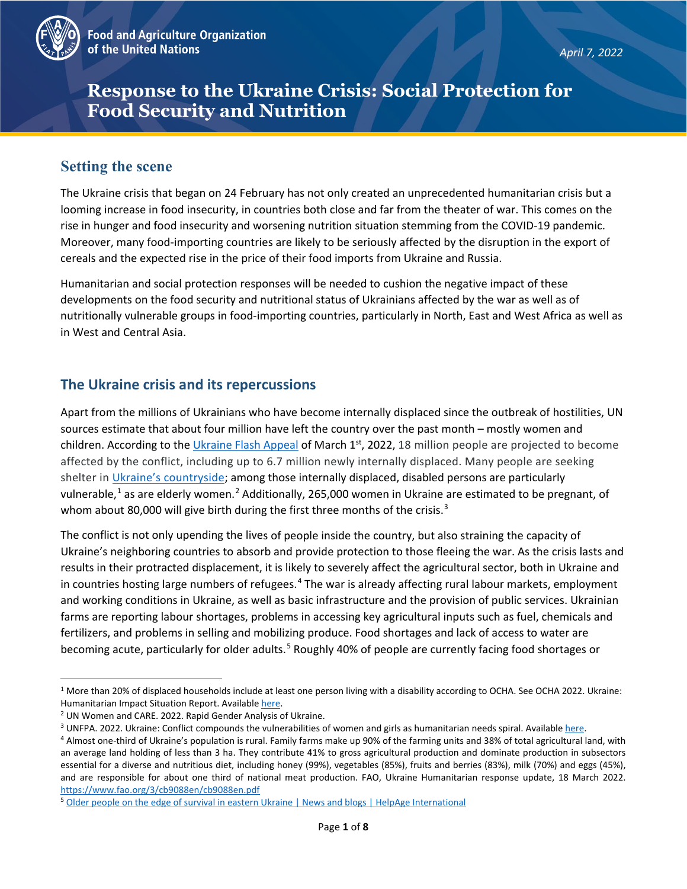Food and Agriculture Organization of the United Nations

*April 7, 2022*

# Response to the Ukraine Crisis: Social Protection for Food Security and Nutrition

## Setting the scene

The Ukraine crisis that began on 24 February has not only created an unprecedented humanitarian crisis but a looming increase in food insecurity, in countries both close and far from the theater of war. This comes on the rise in hunger and food insecurity and worsening nutrition situation stemming from the COVID-19 pandemic. Moreover, many food-importing countries are likely to be seriously affected by the disruption in the export of cereals and the expected rise in the price of their food imports from Ukraine and Russia.

Humanitarian and social protection responses will be needed to cushion the negative impact of these developments on the food security and nutritional status of Ukrainians affected by the war as well as of nutritionally vulnerable groups in food-importing countries, particularly in North, East and West Africa as well as in West and Central Asia.

## The Ukraine crisis and its repercussions

Apart from the millions of Ukrainians who have become internally displaced since the outbreak of hostilities, UN sources estimate that about four million have left the country over the past month – mostly women and children. According to the Ukraine Flash Appeal of March 1st, 2022, 18 million people are projected to become affected by the conflict, including up to 6.7 million newly internally displaced. Many people are seeking shelter in Ukraine's countryside; among those internally displaced, disabled persons are particularly vulnerable,[1] as are elderly women.[2] Additionally, 265,000 women in Ukraine are estimated to be pregnant, of whom about 80,000 will give birth during the first three months of the crisis.[3]

The conflict is not only upending the lives of people inside the country, but also straining the capacity of Ukraine's neighboring countries to absorb and provide protection to those fleeing the war. As the crisis lasts and results in their protracted displacement, it is likely to severely affect the agricultural sector, both in Ukraine and in countries hosting large numbers of refugees.[4] The war is already affecting rural labour markets, employment and working conditions in Ukraine, as well as basic infrastructure and the provision of public services. Ukrainian farms are reporting labour shortages, problems in accessing key agricultural inputs such as fuel, chemicals and fertilizers, and problems in selling and mobilizing produce. Food shortages and lack of access to water are becoming acute, particularly for older adults.[5] Roughly 40% of people are currently facing food shortages or

---

[1] More than 20% of displaced households include at least one person living with a disability according to OCHA. See OCHA 2022. Ukraine: Humanitarian Impact Situation Report. Available here.

[2] UN Women and CARE. 2022. Rapid Gender Analysis of Ukraine.

[3] UNFPA. 2022. Ukraine: Conflict compounds the vulnerabilities of women and girls as humanitarian needs spiral. Available here.

[4] Almost one-third of Ukraine's population is rural. Family farms make up 90% of the farming units and 38% of total agricultural land, with an average land holding of less than 3 ha. They contribute 41% to gross agricultural production and dominate production in subsectors essential for a diverse and nutritious diet, including honey (99%), vegetables (85%), fruits and berries (83%), milk (70%) and eggs (45%), and are responsible for about one third of national meat production. FAO, Ukraine Humanitarian response update, 18 March 2022. https://www.fao.org/3/cb9088en/cb9088en.pdf

[5] Older people on the edge of survival in eastern Ukraine | News and blogs | HelpAge International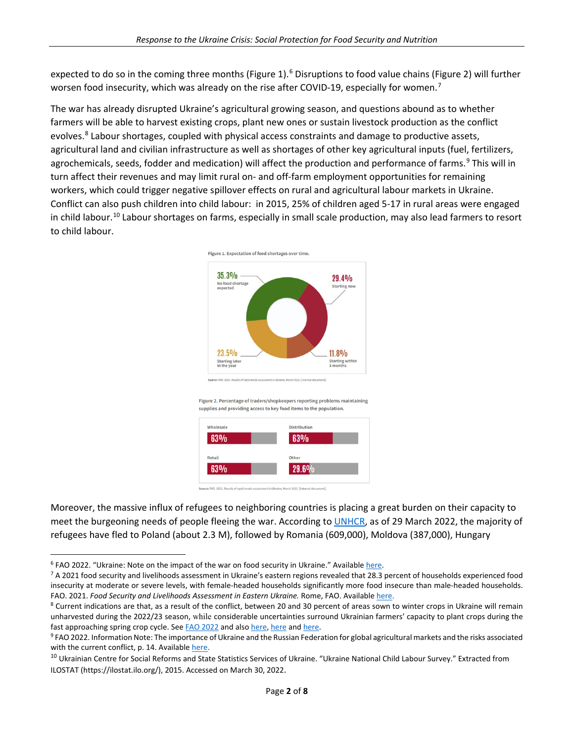expected to do so in the coming three months (Figure 1).[6] Disruptions to food value chains (Figure 2) will further worsen food insecurity, which was already on the rise after COVID-19, especially for women.[7]

The war has already disrupted Ukraine's agricultural growing season, and questions abound as to whether farmers will be able to harvest existing crops, plant new ones or sustain livestock production as the conflict evolves.[8] Labour shortages, coupled with physical access constraints and damage to productive assets, agricultural land and civilian infrastructure as well as shortages of other key agricultural inputs (fuel, fertilizers, agrochemicals, seeds, fodder and medication) will affect the production and performance of farms.[9] This will in turn affect their revenues and may limit rural on- and off-farm employment opportunities for remaining workers, which could trigger negative spillover effects on rural and agricultural labour markets in Ukraine. Conflict can also push children into child labour: in 2015, 25% of children aged 5-17 in rural areas were engaged in child labour.[10] Labour shortages on farms, especially in small scale production, may also lead farmers to resort to child labour.

Figure 1. Expectation of food shortages over time.

| Expectation | Percentage |
|---|---|
| No food shortage expected | 35.3% |
| Starting now | 29.4% |
| Starting within 3 months | 11.8% |
| Starting later in the year | 23.5% |

Source: FAO. 2022. Results of rapid needs assessment in Ukraine, March 2022. [Internal document].

Figure 2. Percentage of traders/shopkeepers reporting problems maintaining supplies and providing access to key food items to the population.

| Category | Percentage |
|---|---|
| Wholesale | 63% |
| Distribution | 63% |
| Retail | 63% |
| Other | 29.6% |

Source: FAO. 2022. Results of rapid needs assessment in Ukraine, March 2022. [Internal document].

Moreover, the massive influx of refugees to neighboring countries is placing a great burden on their capacity to meet the burgeoning needs of people fleeing the war. According to UNHCR, as of 29 March 2022, the majority of refugees have fled to Poland (about 2.3 M), followed by Romania (609,000), Moldova (387,000), Hungary

---

[6] FAO 2022. "Ukraine: Note on the impact of the war on food security in Ukraine." Available here.

[7] A 2021 food security and livelihoods assessment in Ukraine's eastern regions revealed that 28.3 percent of households experienced food insecurity at moderate or severe levels, with female-headed households significantly more food insecure than male-headed households. FAO. 2021. *Food Security and Livelihoods Assessment in Eastern Ukraine.* Rome, FAO. Available here.

[8] Current indications are that, as a result of the conflict, between 20 and 30 percent of areas sown to winter crops in Ukraine will remain unharvested during the 2022/23 season, while considerable uncertainties surround Ukrainian farmers' capacity to plant crops during the fast approaching spring crop cycle. See FAO 2022 and also here, here and here.

[9] FAO 2022. Information Note: The importance of Ukraine and the Russian Federation for global agricultural markets and the risks associated with the current conflict, p. 14. Available here.

[10] Ukrainian Centre for Social Reforms and State Statistics Services of Ukraine. "Ukraine National Child Labour Survey." Extracted from ILOSTAT (https://ilostat.ilo.org/), 2015. Accessed on March 30, 2022.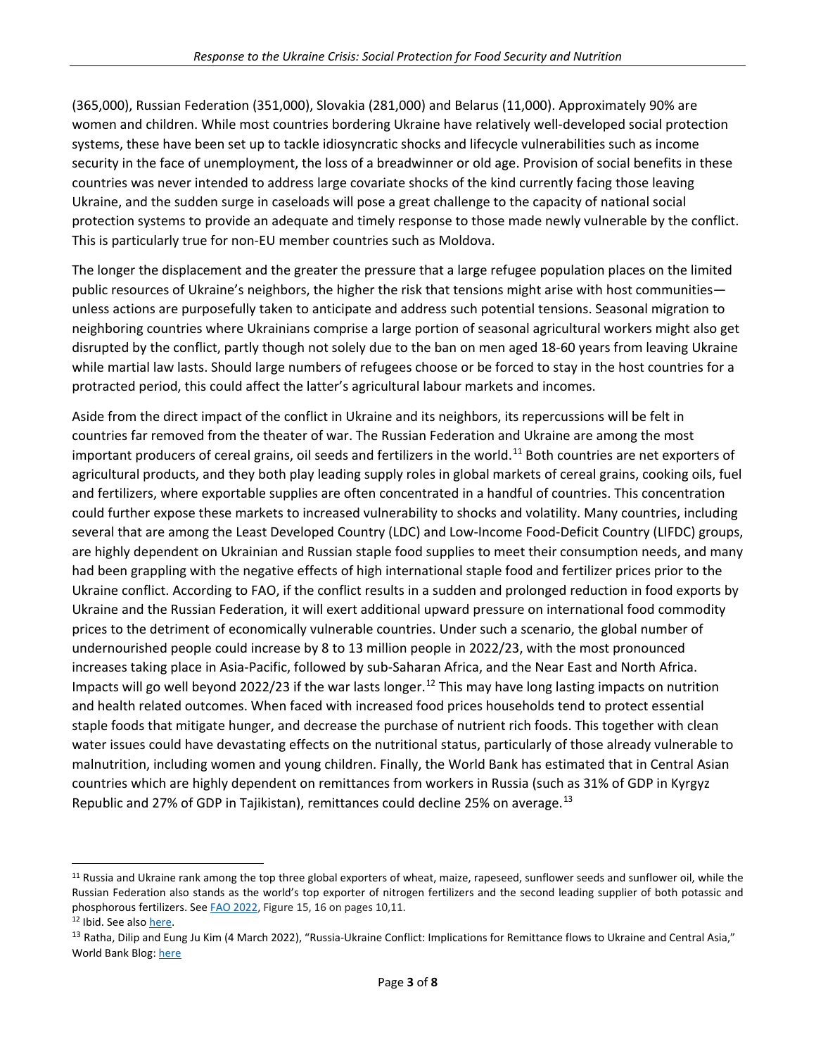(365,000), Russian Federation (351,000), Slovakia (281,000) and Belarus (11,000). Approximately 90% are women and children. While most countries bordering Ukraine have relatively well-developed social protection systems, these have been set up to tackle idiosyncratic shocks and lifecycle vulnerabilities such as income security in the face of unemployment, the loss of a breadwinner or old age. Provision of social benefits in these countries was never intended to address large covariate shocks of the kind currently facing those leaving Ukraine, and the sudden surge in caseloads will pose a great challenge to the capacity of national social protection systems to provide an adequate and timely response to those made newly vulnerable by the conflict. This is particularly true for non-EU member countries such as Moldova.

The longer the displacement and the greater the pressure that a large refugee population places on the limited public resources of Ukraine's neighbors, the higher the risk that tensions might arise with host communities—unless actions are purposefully taken to anticipate and address such potential tensions. Seasonal migration to neighboring countries where Ukrainians comprise a large portion of seasonal agricultural workers might also get disrupted by the conflict, partly though not solely due to the ban on men aged 18-60 years from leaving Ukraine while martial law lasts. Should large numbers of refugees choose or be forced to stay in the host countries for a protracted period, this could affect the latter's agricultural labour markets and incomes.

Aside from the direct impact of the conflict in Ukraine and its neighbors, its repercussions will be felt in countries far removed from the theater of war. The Russian Federation and Ukraine are among the most important producers of cereal grains, oil seeds and fertilizers in the world.[11] Both countries are net exporters of agricultural products, and they both play leading supply roles in global markets of cereal grains, cooking oils, fuel and fertilizers, where exportable supplies are often concentrated in a handful of countries. This concentration could further expose these markets to increased vulnerability to shocks and volatility. Many countries, including several that are among the Least Developed Country (LDC) and Low-Income Food-Deficit Country (LIFDC) groups, are highly dependent on Ukrainian and Russian staple food supplies to meet their consumption needs, and many had been grappling with the negative effects of high international staple food and fertilizer prices prior to the Ukraine conflict. According to FAO, if the conflict results in a sudden and prolonged reduction in food exports by Ukraine and the Russian Federation, it will exert additional upward pressure on international food commodity prices to the detriment of economically vulnerable countries. Under such a scenario, the global number of undernourished people could increase by 8 to 13 million people in 2022/23, with the most pronounced increases taking place in Asia-Pacific, followed by sub-Saharan Africa, and the Near East and North Africa. Impacts will go well beyond 2022/23 if the war lasts longer.[12] This may have long lasting impacts on nutrition and health related outcomes. When faced with increased food prices households tend to protect essential staple foods that mitigate hunger, and decrease the purchase of nutrient rich foods. This together with clean water issues could have devastating effects on the nutritional status, particularly of those already vulnerable to malnutrition, including women and young children. Finally, the World Bank has estimated that in Central Asian countries which are highly dependent on remittances from workers in Russia (such as 31% of GDP in Kyrgyz Republic and 27% of GDP in Tajikistan), remittances could decline 25% on average.[13]

---

[11] Russia and Ukraine rank among the top three global exporters of wheat, maize, rapeseed, sunflower seeds and sunflower oil, while the Russian Federation also stands as the world's top exporter of nitrogen fertilizers and the second leading supplier of both potassic and phosphorous fertilizers. See FAO 2022, Figure 15, 16 on pages 10,11.

[12] Ibid. See also here.

[13] Ratha, Dilip and Eung Ju Kim (4 March 2022), "Russia-Ukraine Conflict: Implications for Remittance flows to Ukraine and Central Asia," World Bank Blog: here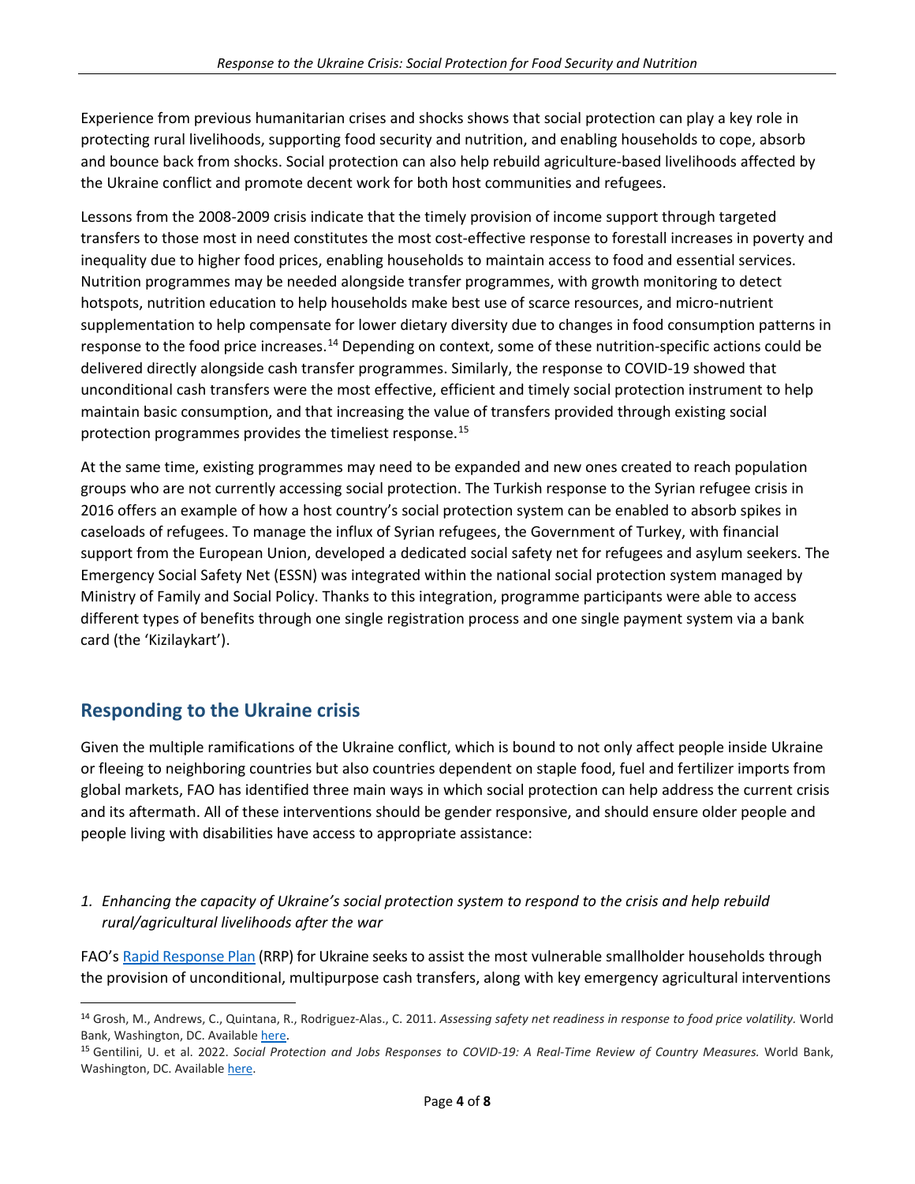Experience from previous humanitarian crises and shocks shows that social protection can play a key role in protecting rural livelihoods, supporting food security and nutrition, and enabling households to cope, absorb and bounce back from shocks. Social protection can also help rebuild agriculture-based livelihoods affected by the Ukraine conflict and promote decent work for both host communities and refugees.

Lessons from the 2008-2009 crisis indicate that the timely provision of income support through targeted transfers to those most in need constitutes the most cost-effective response to forestall increases in poverty and inequality due to higher food prices, enabling households to maintain access to food and essential services. Nutrition programmes may be needed alongside transfer programmes, with growth monitoring to detect hotspots, nutrition education to help households make best use of scarce resources, and micro-nutrient supplementation to help compensate for lower dietary diversity due to changes in food consumption patterns in response to the food price increases.[14] Depending on context, some of these nutrition-specific actions could be delivered directly alongside cash transfer programmes. Similarly, the response to COVID-19 showed that unconditional cash transfers were the most effective, efficient and timely social protection instrument to help maintain basic consumption, and that increasing the value of transfers provided through existing social protection programmes provides the timeliest response.[15]

At the same time, existing programmes may need to be expanded and new ones created to reach population groups who are not currently accessing social protection. The Turkish response to the Syrian refugee crisis in 2016 offers an example of how a host country's social protection system can be enabled to absorb spikes in caseloads of refugees. To manage the influx of Syrian refugees, the Government of Turkey, with financial support from the European Union, developed a dedicated social safety net for refugees and asylum seekers. The Emergency Social Safety Net (ESSN) was integrated within the national social protection system managed by Ministry of Family and Social Policy. Thanks to this integration, programme participants were able to access different types of benefits through one single registration process and one single payment system via a bank card (the 'Kizilaykart').

## Responding to the Ukraine crisis

Given the multiple ramifications of the Ukraine conflict, which is bound to not only affect people inside Ukraine or fleeing to neighboring countries but also countries dependent on staple food, fuel and fertilizer imports from global markets, FAO has identified three main ways in which social protection can help address the current crisis and its aftermath. All of these interventions should be gender responsive, and should ensure older people and people living with disabilities have access to appropriate assistance:

*1. Enhancing the capacity of Ukraine's social protection system to respond to the crisis and help rebuild rural/agricultural livelihoods after the war*

FAO's Rapid Response Plan (RRP) for Ukraine seeks to assist the most vulnerable smallholder households through the provision of unconditional, multipurpose cash transfers, along with key emergency agricultural interventions

---

[14] Grosh, M., Andrews, C., Quintana, R., Rodriguez-Alas., C. 2011. *Assessing safety net readiness in response to food price volatility.* World Bank, Washington, DC. Available here.

[15] Gentilini, U. et al. 2022. *Social Protection and Jobs Responses to COVID-19: A Real-Time Review of Country Measures.* World Bank, Washington, DC. Available here.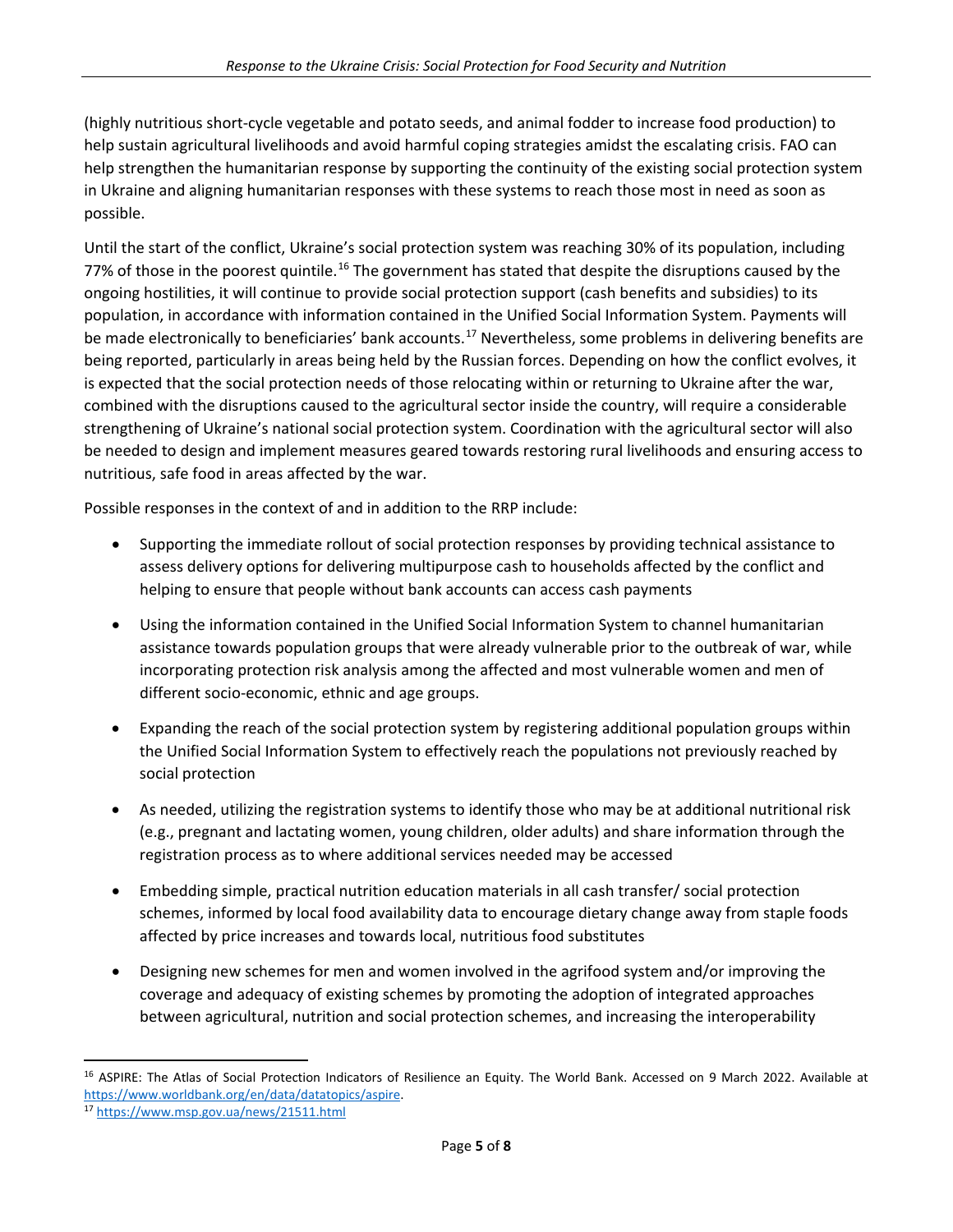(highly nutritious short-cycle vegetable and potato seeds, and animal fodder to increase food production) to help sustain agricultural livelihoods and avoid harmful coping strategies amidst the escalating crisis. FAO can help strengthen the humanitarian response by supporting the continuity of the existing social protection system in Ukraine and aligning humanitarian responses with these systems to reach those most in need as soon as possible.

Until the start of the conflict, Ukraine's social protection system was reaching 30% of its population, including 77% of those in the poorest quintile.[16] The government has stated that despite the disruptions caused by the ongoing hostilities, it will continue to provide social protection support (cash benefits and subsidies) to its population, in accordance with information contained in the Unified Social Information System. Payments will be made electronically to beneficiaries' bank accounts.[17] Nevertheless, some problems in delivering benefits are being reported, particularly in areas being held by the Russian forces. Depending on how the conflict evolves, it is expected that the social protection needs of those relocating within or returning to Ukraine after the war, combined with the disruptions caused to the agricultural sector inside the country, will require a considerable strengthening of Ukraine's national social protection system. Coordination with the agricultural sector will also be needed to design and implement measures geared towards restoring rural livelihoods and ensuring access to nutritious, safe food in areas affected by the war.

Possible responses in the context of and in addition to the RRP include:

- Supporting the immediate rollout of social protection responses by providing technical assistance to assess delivery options for delivering multipurpose cash to households affected by the conflict and helping to ensure that people without bank accounts can access cash payments
- Using the information contained in the Unified Social Information System to channel humanitarian assistance towards population groups that were already vulnerable prior to the outbreak of war, while incorporating protection risk analysis among the affected and most vulnerable women and men of different socio-economic, ethnic and age groups.
- Expanding the reach of the social protection system by registering additional population groups within the Unified Social Information System to effectively reach the populations not previously reached by social protection
- As needed, utilizing the registration systems to identify those who may be at additional nutritional risk (e.g., pregnant and lactating women, young children, older adults) and share information through the registration process as to where additional services needed may be accessed
- Embedding simple, practical nutrition education materials in all cash transfer/ social protection schemes, informed by local food availability data to encourage dietary change away from staple foods affected by price increases and towards local, nutritious food substitutes
- Designing new schemes for men and women involved in the agrifood system and/or improving the coverage and adequacy of existing schemes by promoting the adoption of integrated approaches between agricultural, nutrition and social protection schemes, and increasing the interoperability

---

[16] ASPIRE: The Atlas of Social Protection Indicators of Resilience an Equity. The World Bank. Accessed on 9 March 2022. Available at https://www.worldbank.org/en/data/datatopics/aspire.

[17] https://www.msp.gov.ua/news/21511.html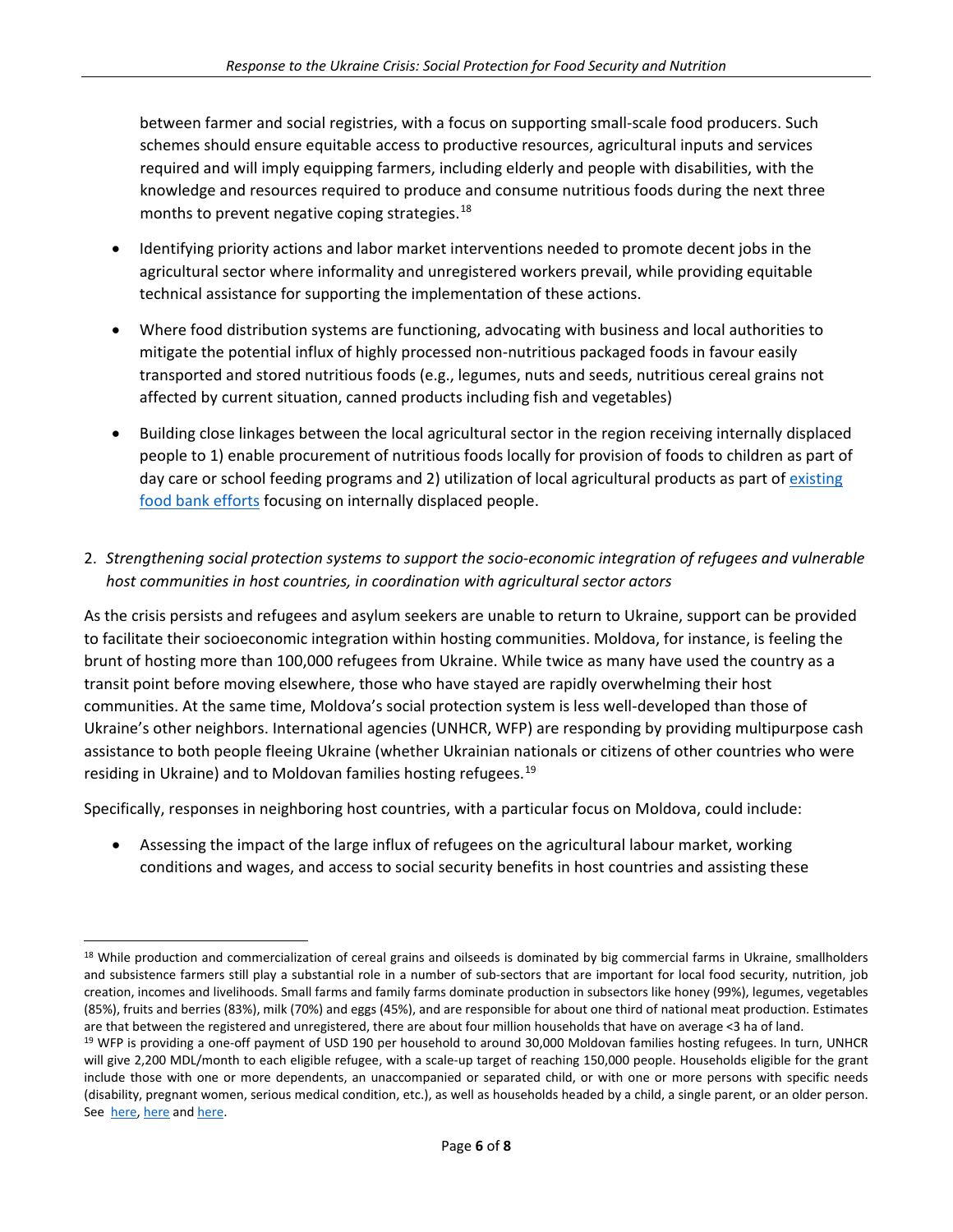between farmer and social registries, with a focus on supporting small-scale food producers. Such schemes should ensure equitable access to productive resources, agricultural inputs and services required and will imply equipping farmers, including elderly and people with disabilities, with the knowledge and resources required to produce and consume nutritious foods during the next three months to prevent negative coping strategies.[18]

- Identifying priority actions and labor market interventions needed to promote decent jobs in the agricultural sector where informality and unregistered workers prevail, while providing equitable technical assistance for supporting the implementation of these actions.
- Where food distribution systems are functioning, advocating with business and local authorities to mitigate the potential influx of highly processed non-nutritious packaged foods in favour easily transported and stored nutritious foods (e.g., legumes, nuts and seeds, nutritious cereal grains not affected by current situation, canned products including fish and vegetables)
- Building close linkages between the local agricultural sector in the region receiving internally displaced people to 1) enable procurement of nutritious foods locally for provision of foods to children as part of day care or school feeding programs and 2) utilization of local agricultural products as part of existing food bank efforts focusing on internally displaced people.

2. *Strengthening social protection systems to support the socio-economic integration of refugees and vulnerable host communities in host countries, in coordination with agricultural sector actors*

As the crisis persists and refugees and asylum seekers are unable to return to Ukraine, support can be provided to facilitate their socioeconomic integration within hosting communities. Moldova, for instance, is feeling the brunt of hosting more than 100,000 refugees from Ukraine. While twice as many have used the country as a transit point before moving elsewhere, those who have stayed are rapidly overwhelming their host communities. At the same time, Moldova's social protection system is less well-developed than those of Ukraine's other neighbors. International agencies (UNHCR, WFP) are responding by providing multipurpose cash assistance to both people fleeing Ukraine (whether Ukrainian nationals or citizens of other countries who were residing in Ukraine) and to Moldovan families hosting refugees.[19]

Specifically, responses in neighboring host countries, with a particular focus on Moldova, could include:

- Assessing the impact of the large influx of refugees on the agricultural labour market, working conditions and wages, and access to social security benefits in host countries and assisting these

---

[18] While production and commercialization of cereal grains and oilseeds is dominated by big commercial farms in Ukraine, smallholders and subsistence farmers still play a substantial role in a number of sub-sectors that are important for local food security, nutrition, job creation, incomes and livelihoods. Small farms and family farms dominate production in subsectors like honey (99%), legumes, vegetables (85%), fruits and berries (83%), milk (70%) and eggs (45%), and are responsible for about one third of national meat production. Estimates are that between the registered and unregistered, there are about four million households that have on average <3 ha of land.

[19] WFP is providing a one-off payment of USD 190 per household to around 30,000 Moldovan families hosting refugees. In turn, UNHCR will give 2,200 MDL/month to each eligible refugee, with a scale-up target of reaching 150,000 people. Households eligible for the grant include those with one or more dependents, an unaccompanied or separated child, or with one or more persons with specific needs (disability, pregnant women, serious medical condition, etc.), as well as households headed by a child, a single parent, or an older person. See here, here and here.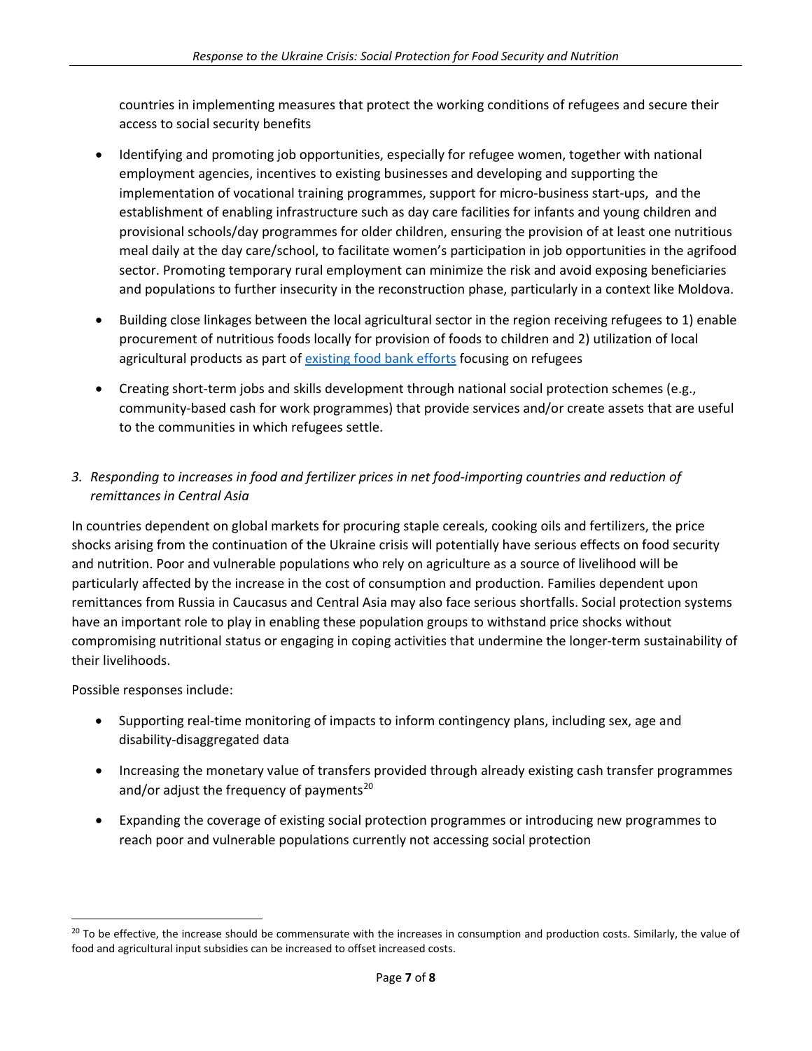countries in implementing measures that protect the working conditions of refugees and secure their access to social security benefits

- Identifying and promoting job opportunities, especially for refugee women, together with national employment agencies, incentives to existing businesses and developing and supporting the implementation of vocational training programmes, support for micro-business start-ups, and the establishment of enabling infrastructure such as day care facilities for infants and young children and provisional schools/day programmes for older children, ensuring the provision of at least one nutritious meal daily at the day care/school, to facilitate women's participation in job opportunities in the agrifood sector. Promoting temporary rural employment can minimize the risk and avoid exposing beneficiaries and populations to further insecurity in the reconstruction phase, particularly in a context like Moldova.

- Building close linkages between the local agricultural sector in the region receiving refugees to 1) enable procurement of nutritious foods locally for provision of foods to children and 2) utilization of local agricultural products as part of existing food bank efforts focusing on refugees

- Creating short-term jobs and skills development through national social protection schemes (e.g., community-based cash for work programmes) that provide services and/or create assets that are useful to the communities in which refugees settle.

*3. Responding to increases in food and fertilizer prices in net food-importing countries and reduction of remittances in Central Asia*

In countries dependent on global markets for procuring staple cereals, cooking oils and fertilizers, the price shocks arising from the continuation of the Ukraine crisis will potentially have serious effects on food security and nutrition. Poor and vulnerable populations who rely on agriculture as a source of livelihood will be particularly affected by the increase in the cost of consumption and production. Families dependent upon remittances from Russia in Caucasus and Central Asia may also face serious shortfalls. Social protection systems have an important role to play in enabling these population groups to withstand price shocks without compromising nutritional status or engaging in coping activities that undermine the longer-term sustainability of their livelihoods.

Possible responses include:

- Supporting real-time monitoring of impacts to inform contingency plans, including sex, age and disability-disaggregated data

- Increasing the monetary value of transfers provided through already existing cash transfer programmes and/or adjust the frequency of payments[20]

- Expanding the coverage of existing social protection programmes or introducing new programmes to reach poor and vulnerable populations currently not accessing social protection

[20] To be effective, the increase should be commensurate with the increases in consumption and production costs. Similarly, the value of food and agricultural input subsidies can be increased to offset increased costs.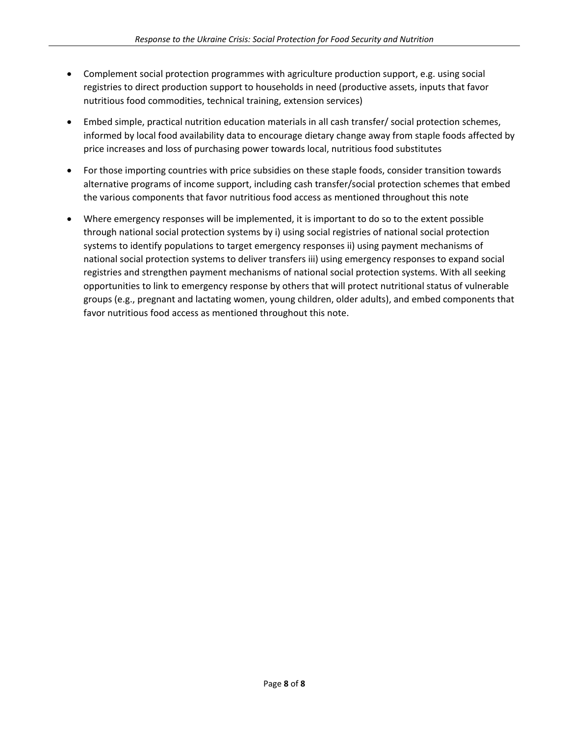- Complement social protection programmes with agriculture production support, e.g. using social registries to direct production support to households in need (productive assets, inputs that favor nutritious food commodities, technical training, extension services)
- Embed simple, practical nutrition education materials in all cash transfer/ social protection schemes, informed by local food availability data to encourage dietary change away from staple foods affected by price increases and loss of purchasing power towards local, nutritious food substitutes
- For those importing countries with price subsidies on these staple foods, consider transition towards alternative programs of income support, including cash transfer/social protection schemes that embed the various components that favor nutritious food access as mentioned throughout this note
- Where emergency responses will be implemented, it is important to do so to the extent possible through national social protection systems by i) using social registries of national social protection systems to identify populations to target emergency responses ii) using payment mechanisms of national social protection systems to deliver transfers iii) using emergency responses to expand social registries and strengthen payment mechanisms of national social protection systems. With all seeking opportunities to link to emergency response by others that will protect nutritional status of vulnerable groups (e.g., pregnant and lactating women, young children, older adults), and embed components that favor nutritious food access as mentioned throughout this note.